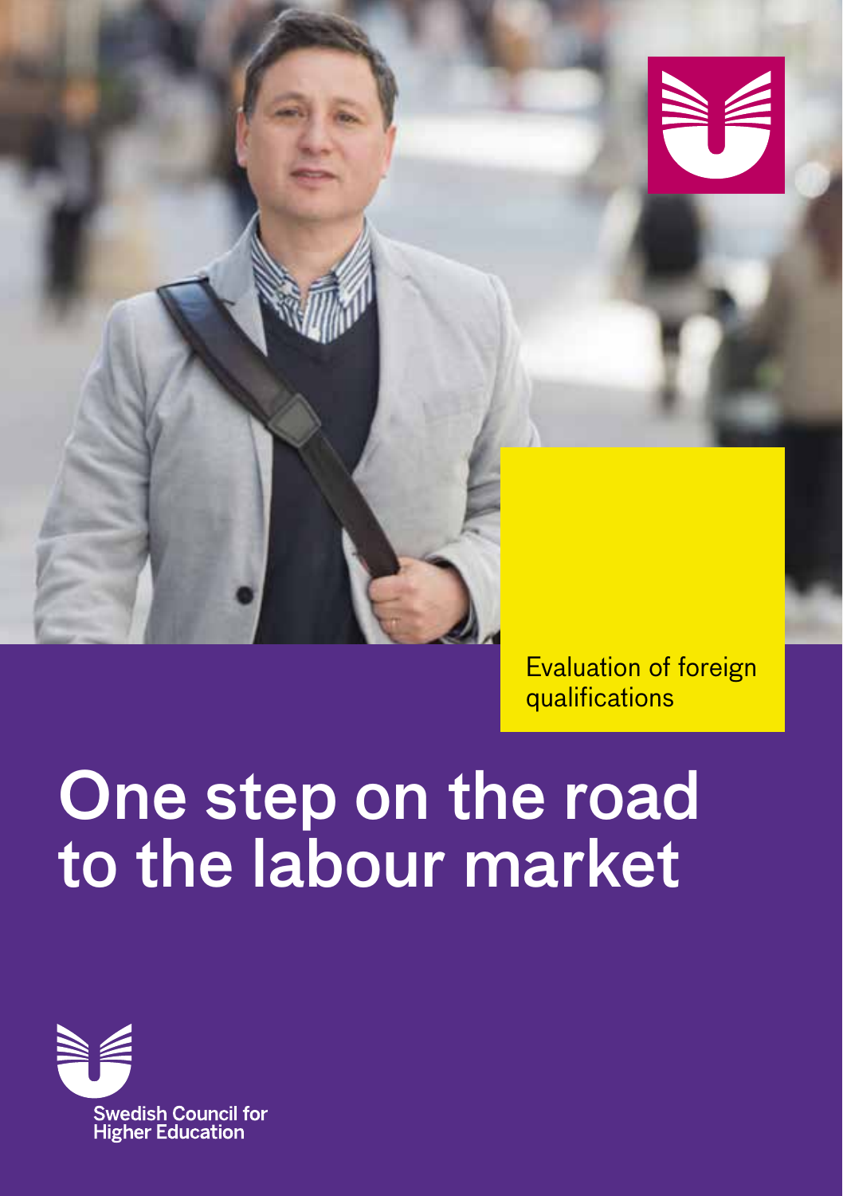Evaluation of foreign qualifications

# One step on the road to the labour market

Swedish Council for Higher Education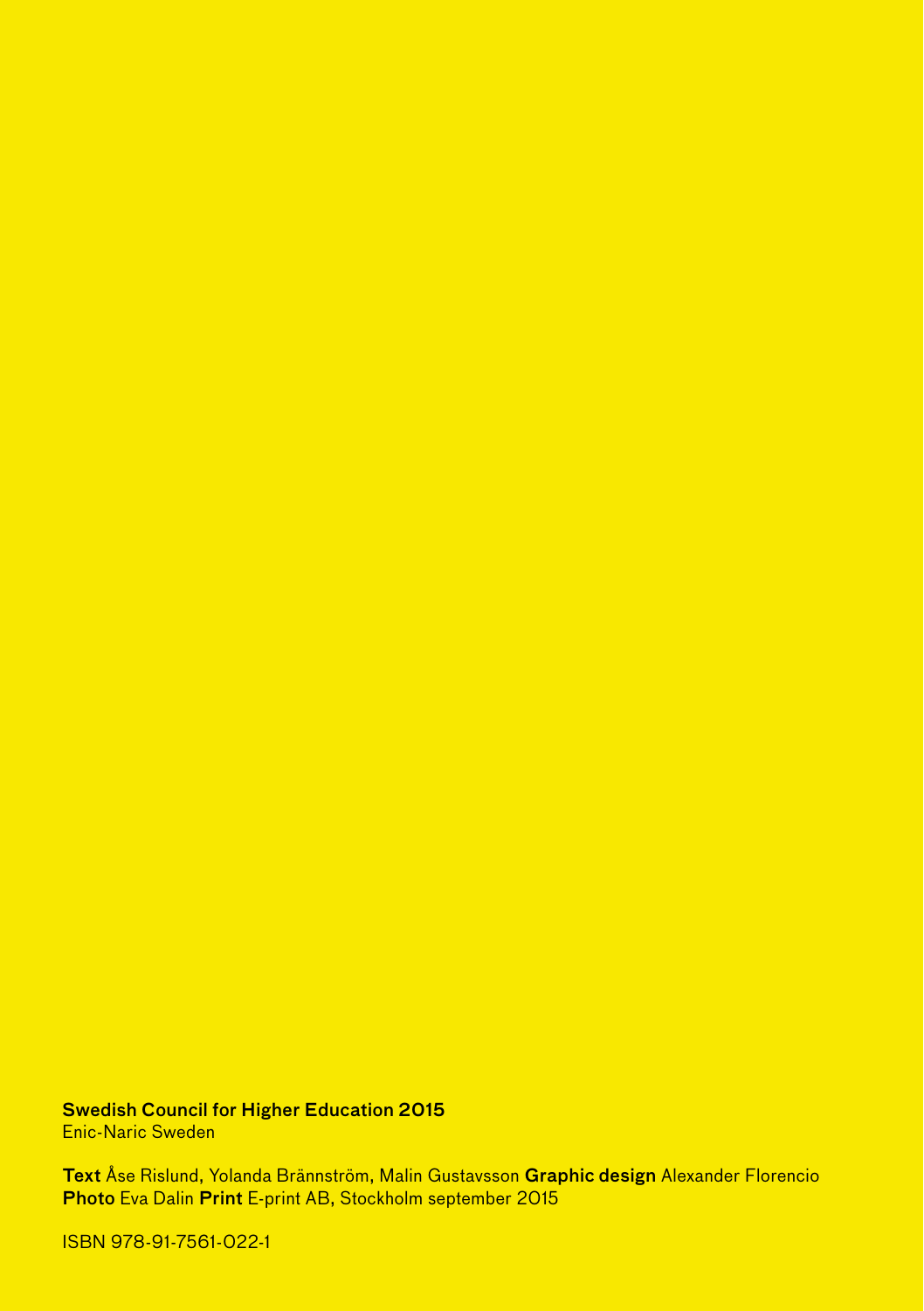**Swedish Council for Higher Education 2015**
Enic-Naric Sweden

**Text** Åse Rislund, Yolanda Brännström, Malin Gustavsson **Graphic design** Alexander Florencio
**Photo** Eva Dalin **Print** E-print AB, Stockholm september 2015

ISBN 978-91-7561-022-1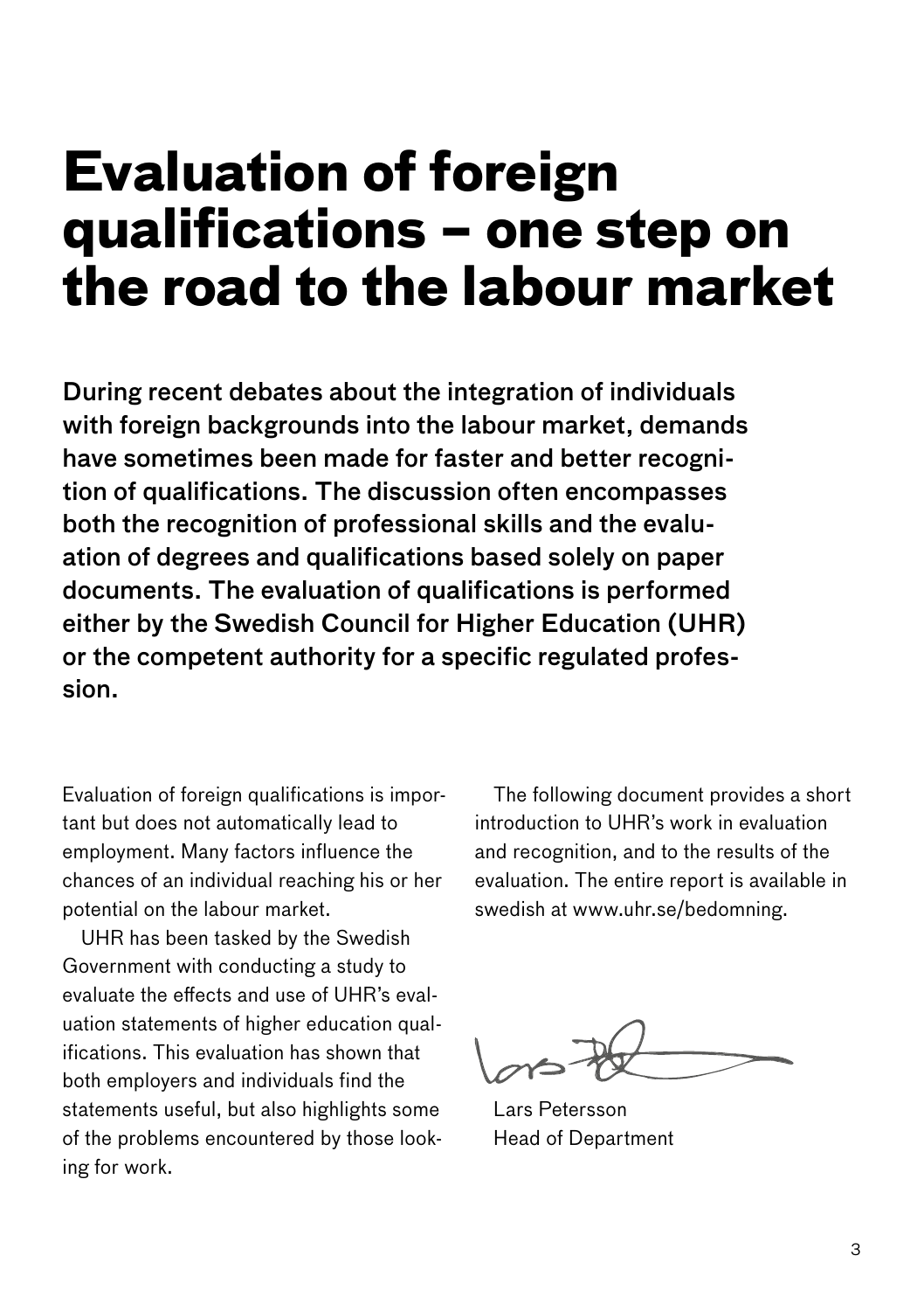# Evaluation of foreign qualifications – one step on the road to the labour market

**During recent debates about the integration of individuals with foreign backgrounds into the labour market, demands have sometimes been made for faster and better recognition of qualifications. The discussion often encompasses both the recognition of professional skills and the evaluation of degrees and qualifications based solely on paper documents. The evaluation of qualifications is performed either by the Swedish Council for Higher Education (UHR) or the competent authority for a specific regulated profession.**

Evaluation of foreign qualifications is important but does not automatically lead to employment. Many factors influence the chances of an individual reaching his or her potential on the labour market.

UHR has been tasked by the Swedish Government with conducting a study to evaluate the effects and use of UHR's evaluation statements of higher education qualifications. This evaluation has shown that both employers and individuals find the statements useful, but also highlights some of the problems encountered by those looking for work.

The following document provides a short introduction to UHR's work in evaluation and recognition, and to the results of the evaluation. The entire report is available in swedish at www.uhr.se/bedomning.

Lars Petersson
Head of Department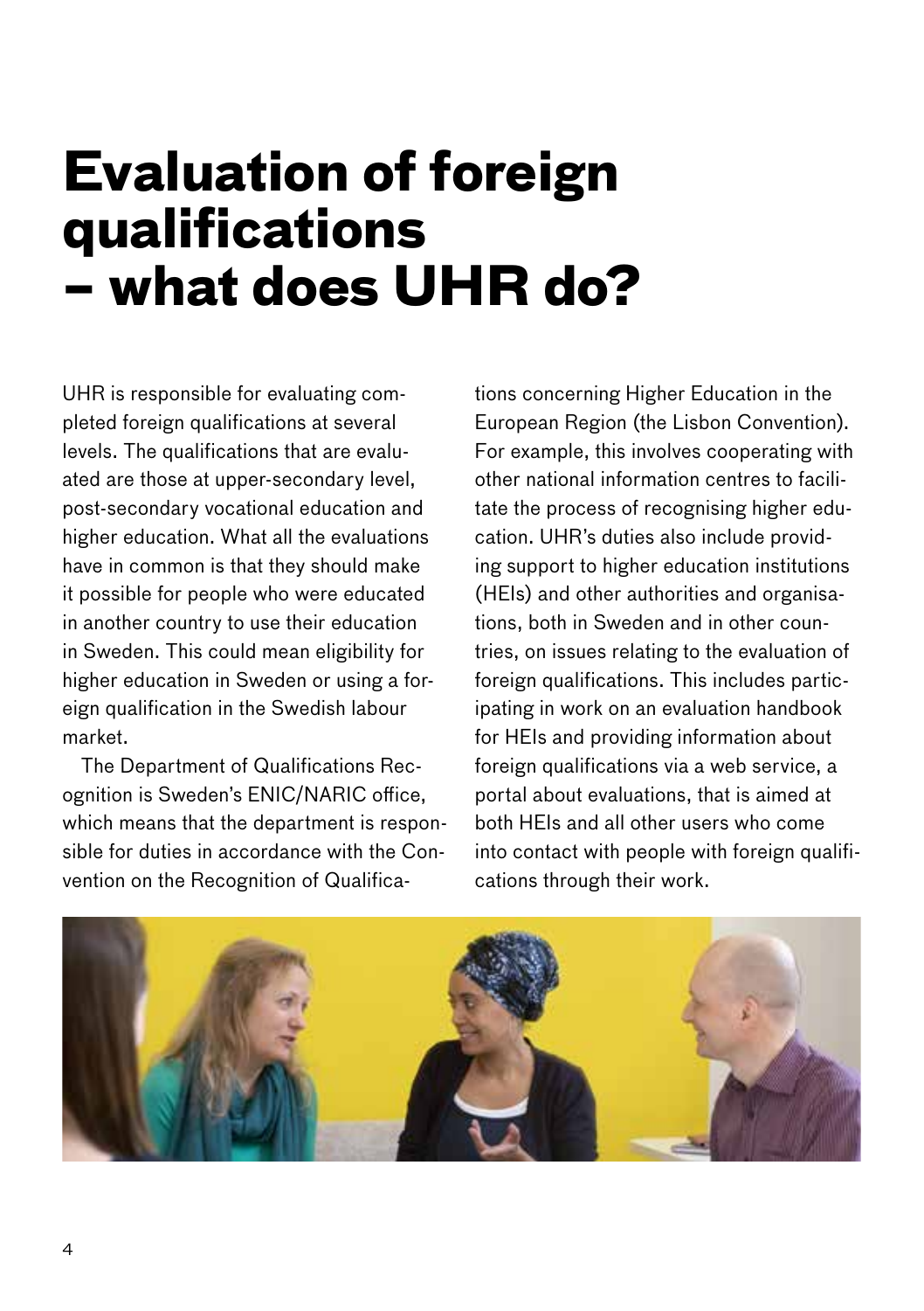# Evaluation of foreign qualifications – what does UHR do?

UHR is responsible for evaluating completed foreign qualifications at several levels. The qualifications that are evaluated are those at upper-secondary level, post-secondary vocational education and higher education. What all the evaluations have in common is that they should make it possible for people who were educated in another country to use their education in Sweden. This could mean eligibility for higher education in Sweden or using a foreign qualification in the Swedish labour market.

The Department of Qualifications Recognition is Sweden's ENIC/NARIC office, which means that the department is responsible for duties in accordance with the Convention on the Recognition of Qualifications concerning Higher Education in the European Region (the Lisbon Convention). For example, this involves cooperating with other national information centres to facilitate the process of recognising higher education. UHR's duties also include providing support to higher education institutions (HEIs) and other authorities and organisations, both in Sweden and in other countries, on issues relating to the evaluation of foreign qualifications. This includes participating in work on an evaluation handbook for HEIs and providing information about foreign qualifications via a web service, a portal about evaluations, that is aimed at both HEIs and all other users who come into contact with people with foreign qualifications through their work.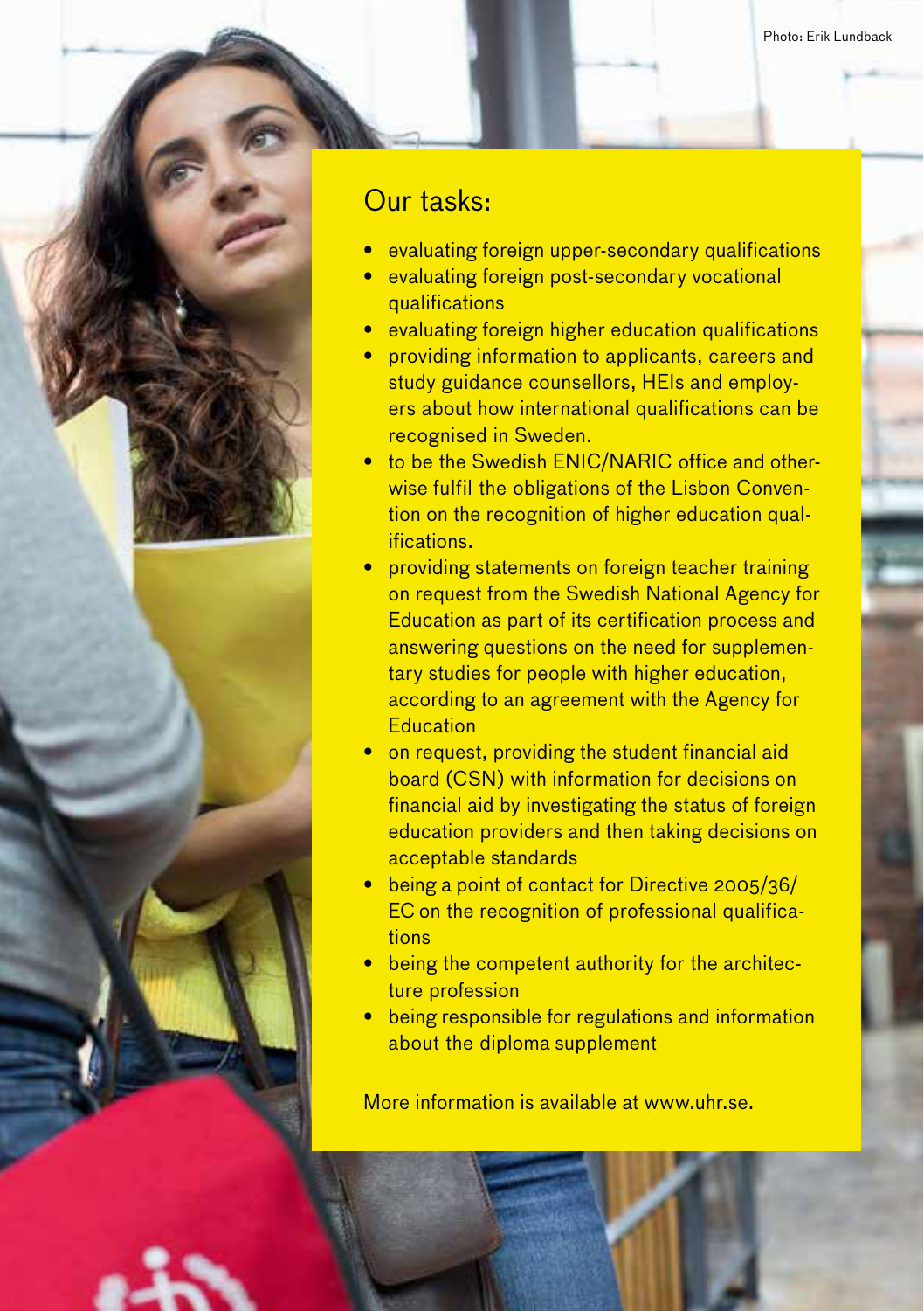Photo: Erik Lundback

## Our tasks:

- evaluating foreign upper-secondary qualifications
- evaluating foreign post-secondary vocational qualifications
- evaluating foreign higher education qualifications
- providing information to applicants, careers and study guidance counsellors, HEIs and employers about how international qualifications can be recognised in Sweden.
- to be the Swedish ENIC/NARIC office and otherwise fulfil the obligations of the Lisbon Convention on the recognition of higher education qualifications.
- providing statements on foreign teacher training on request from the Swedish National Agency for Education as part of its certification process and answering questions on the need for supplementary studies for people with higher education, according to an agreement with the Agency for Education
- on request, providing the student financial aid board (CSN) with information for decisions on financial aid by investigating the status of foreign education providers and then taking decisions on acceptable standards
- being a point of contact for Directive 2005/36/EC on the recognition of professional qualifications
- being the competent authority for the architecture profession
- being responsible for regulations and information about the diploma supplement

More information is available at www.uhr.se.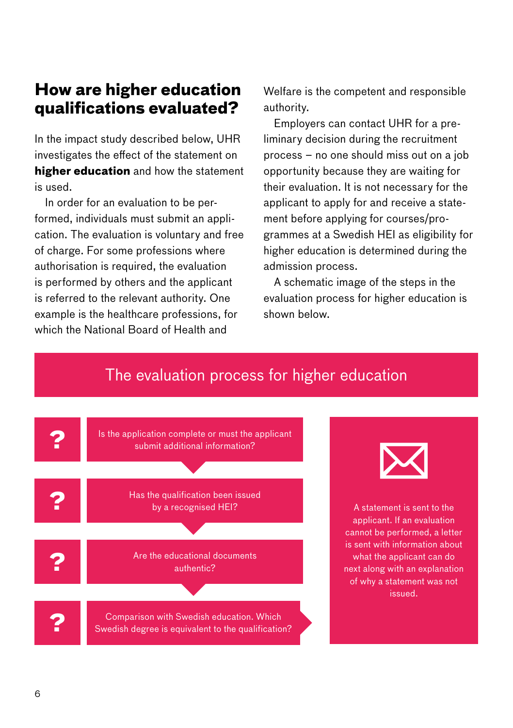## How are higher education qualifications evaluated?

In the impact study described below, UHR investigates the effect of the statement on **higher education** and how the statement is used.

In order for an evaluation to be performed, individuals must submit an application. The evaluation is voluntary and free of charge. For some professions where authorisation is required, the evaluation is performed by others and the applicant is referred to the relevant authority. One example is the healthcare professions, for which the National Board of Health and Welfare is the competent and responsible authority.

Employers can contact UHR for a preliminary decision during the recruitment process – no one should miss out on a job opportunity because they are waiting for their evaluation. It is not necessary for the applicant to apply for and receive a statement before applying for courses/programmes at a Swedish HEI as eligibility for higher education is determined during the admission process.

A schematic image of the steps in the evaluation process for higher education is shown below.

### The evaluation process for higher education

- **?** Is the application complete or must the applicant submit additional information?
- **?** Has the qualification been issued by a recognised HEI?
- **?** Are the educational documents authentic?
- **?** Comparison with Swedish education. Which Swedish degree is equivalent to the qualification?

A statement is sent to the applicant. If an evaluation cannot be performed, a letter is sent with information about what the applicant can do next along with an explanation of why a statement was not issued.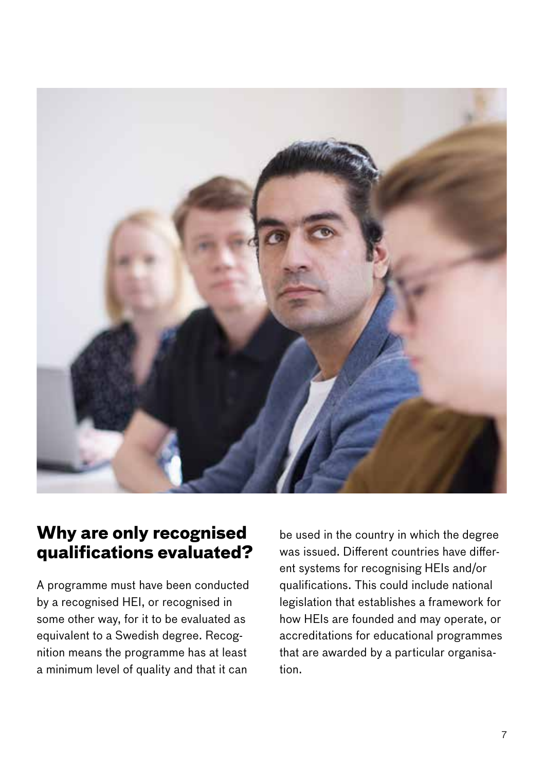## Why are only recognised qualifications evaluated?

A programme must have been conducted by a recognised HEI, or recognised in some other way, for it to be evaluated as equivalent to a Swedish degree. Recognition means the programme has at least a minimum level of quality and that it can be used in the country in which the degree was issued. Different countries have different systems for recognising HEIs and/or qualifications. This could include national legislation that establishes a framework for how HEIs are founded and may operate, or accreditations for educational programmes that are awarded by a particular organisation.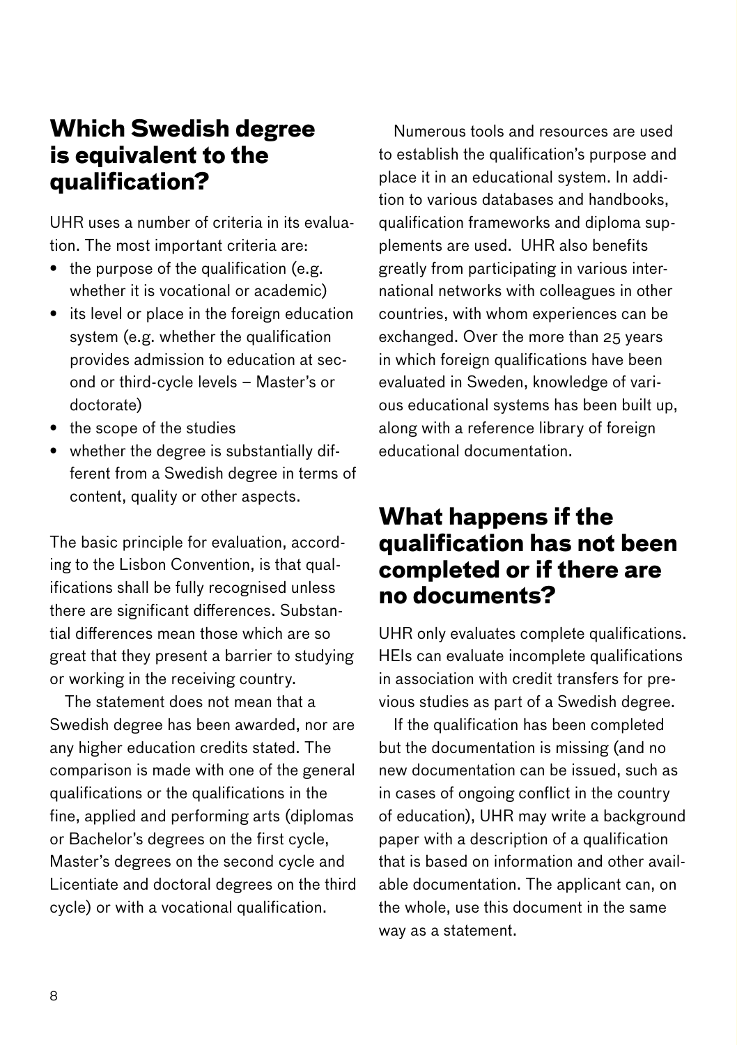## Which Swedish degree is equivalent to the qualification?

UHR uses a number of criteria in its evaluation. The most important criteria are:

- the purpose of the qualification (e.g. whether it is vocational or academic)
- its level or place in the foreign education system (e.g. whether the qualification provides admission to education at second or third-cycle levels – Master's or doctorate)
- the scope of the studies
- whether the degree is substantially different from a Swedish degree in terms of content, quality or other aspects.

The basic principle for evaluation, according to the Lisbon Convention, is that qualifications shall be fully recognised unless there are significant differences. Substantial differences mean those which are so great that they present a barrier to studying or working in the receiving country.

The statement does not mean that a Swedish degree has been awarded, nor are any higher education credits stated. The comparison is made with one of the general qualifications or the qualifications in the fine, applied and performing arts (diplomas or Bachelor's degrees on the first cycle, Master's degrees on the second cycle and Licentiate and doctoral degrees on the third cycle) or with a vocational qualification.

Numerous tools and resources are used to establish the qualification's purpose and place it in an educational system. In addition to various databases and handbooks, qualification frameworks and diploma supplements are used. UHR also benefits greatly from participating in various international networks with colleagues in other countries, with whom experiences can be exchanged. Over the more than 25 years in which foreign qualifications have been evaluated in Sweden, knowledge of various educational systems has been built up, along with a reference library of foreign educational documentation.

## What happens if the qualification has not been completed or if there are no documents?

UHR only evaluates complete qualifications. HEIs can evaluate incomplete qualifications in association with credit transfers for previous studies as part of a Swedish degree.

If the qualification has been completed but the documentation is missing (and no new documentation can be issued, such as in cases of ongoing conflict in the country of education), UHR may write a background paper with a description of a qualification that is based on information and other available documentation. The applicant can, on the whole, use this document in the same way as a statement.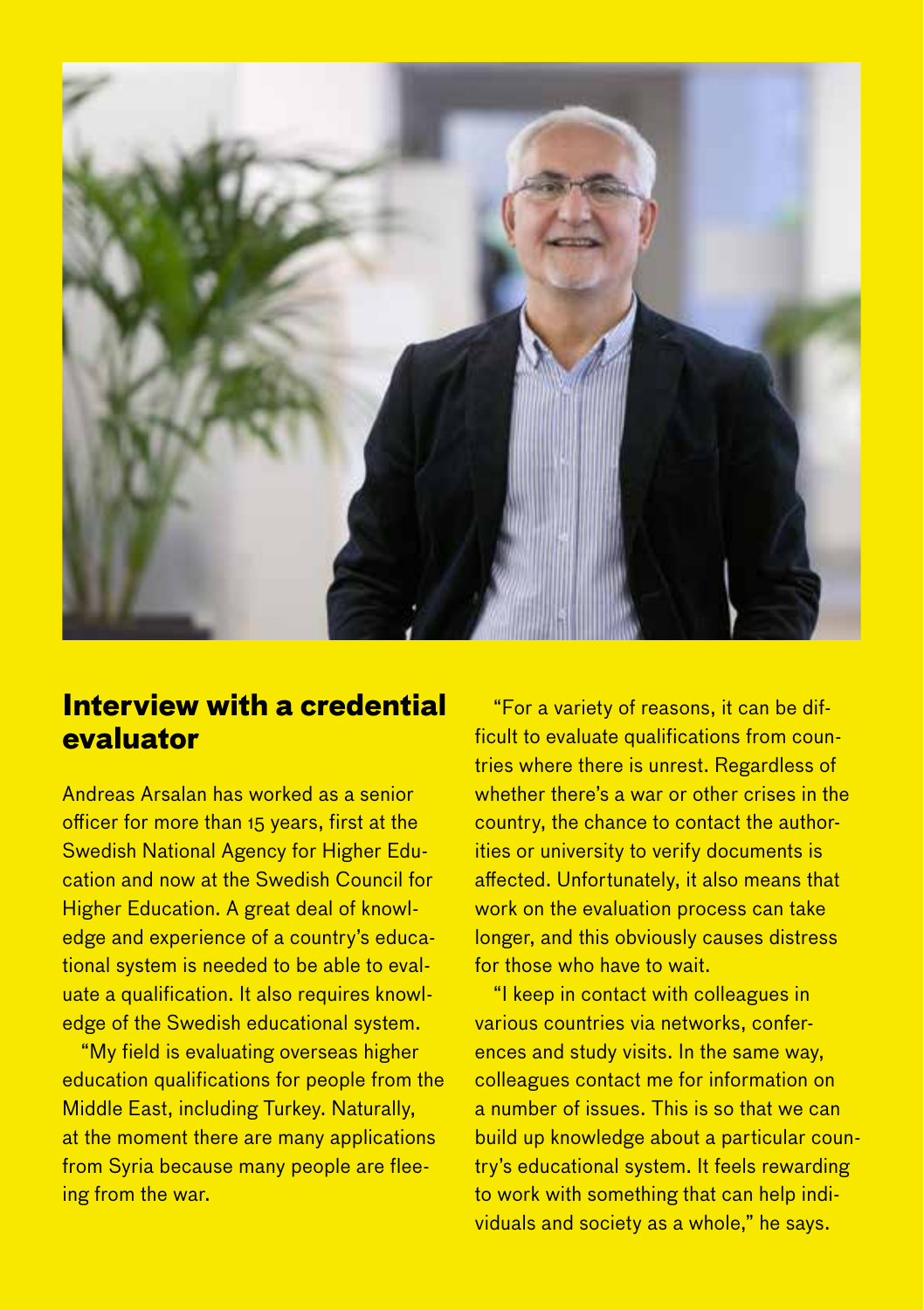## Interview with a credential evaluator

Andreas Arsalan has worked as a senior officer for more than 15 years, first at the Swedish National Agency for Higher Education and now at the Swedish Council for Higher Education. A great deal of knowledge and experience of a country's educational system is needed to be able to evaluate a qualification. It also requires knowledge of the Swedish educational system.

"My field is evaluating overseas higher education qualifications for people from the Middle East, including Turkey. Naturally, at the moment there are many applications from Syria because many people are fleeing from the war.

"For a variety of reasons, it can be difficult to evaluate qualifications from countries where there is unrest. Regardless of whether there's a war or other crises in the country, the chance to contact the authorities or university to verify documents is affected. Unfortunately, it also means that work on the evaluation process can take longer, and this obviously causes distress for those who have to wait.

"I keep in contact with colleagues in various countries via networks, conferences and study visits. In the same way, colleagues contact me for information on a number of issues. This is so that we can build up knowledge about a particular country's educational system. It feels rewarding to work with something that can help individuals and society as a whole," he says.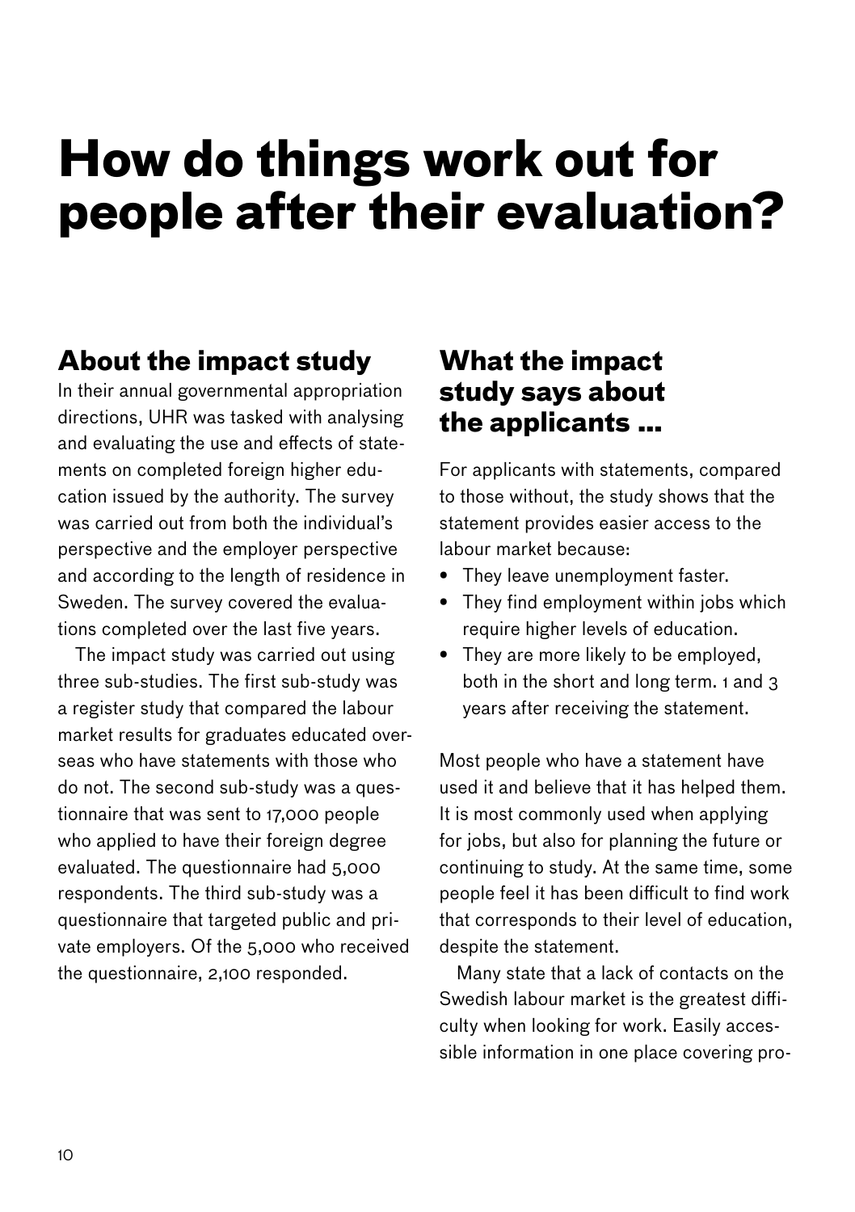# How do things work out for people after their evaluation?

## About the impact study

In their annual governmental appropriation directions, UHR was tasked with analysing and evaluating the use and effects of statements on completed foreign higher education issued by the authority. The survey was carried out from both the individual's perspective and the employer perspective and according to the length of residence in Sweden. The survey covered the evaluations completed over the last five years.

The impact study was carried out using three sub-studies. The first sub-study was a register study that compared the labour market results for graduates educated overseas who have statements with those who do not. The second sub-study was a questionnaire that was sent to 17,000 people who applied to have their foreign degree evaluated. The questionnaire had 5,000 respondents. The third sub-study was a questionnaire that targeted public and private employers. Of the 5,000 who received the questionnaire, 2,100 responded.

## What the impact study says about the applicants ...

For applicants with statements, compared to those without, the study shows that the statement provides easier access to the labour market because:

- They leave unemployment faster.
- They find employment within jobs which require higher levels of education.
- They are more likely to be employed, both in the short and long term. 1 and 3 years after receiving the statement.

Most people who have a statement have used it and believe that it has helped them. It is most commonly used when applying for jobs, but also for planning the future or continuing to study. At the same time, some people feel it has been difficult to find work that corresponds to their level of education, despite the statement.

Many state that a lack of contacts on the Swedish labour market is the greatest difficulty when looking for work. Easily accessible information in one place covering pro-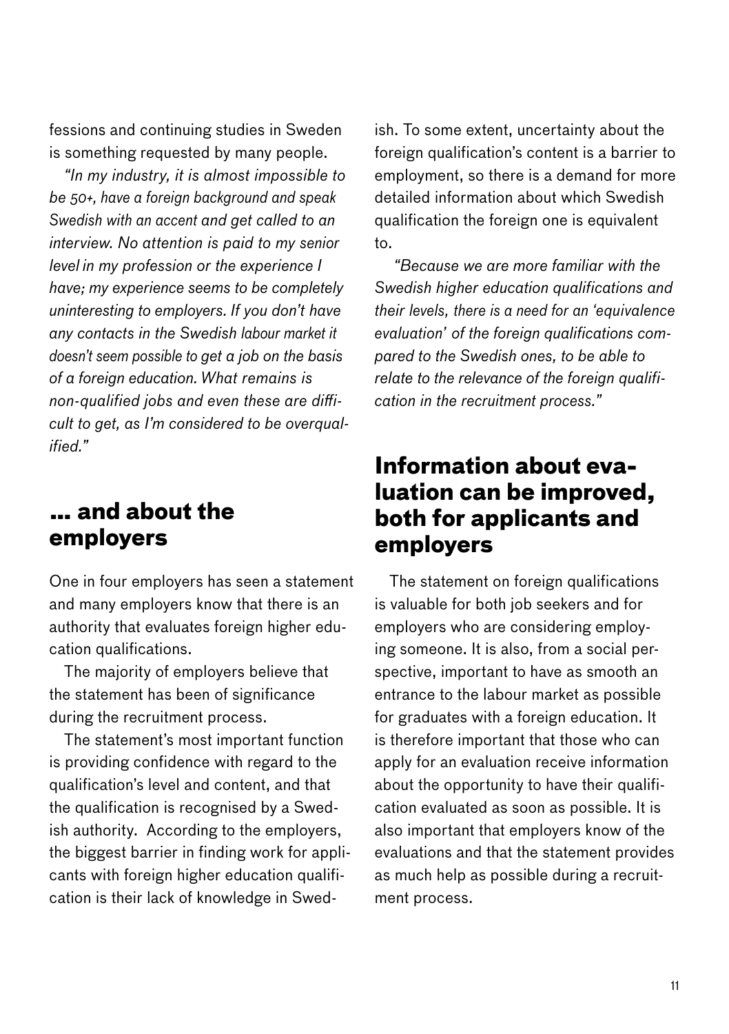fessions and continuing studies in Sweden is something requested by many people.

*"In my industry, it is almost impossible to be 50+, have a foreign background and speak Swedish with an accent and get called to an interview. No attention is paid to my senior level in my profession or the experience I have; my experience seems to be completely uninteresting to employers. If you don't have any contacts in the Swedish labour market it doesn't seem possible to get a job on the basis of a foreign education. What remains is non-qualified jobs and even these are difficult to get, as I'm considered to be overqualified."*

## ... and about the employers

One in four employers has seen a statement and many employers know that there is an authority that evaluates foreign higher education qualifications.

The majority of employers believe that the statement has been of significance during the recruitment process.

The statement's most important function is providing confidence with regard to the qualification's level and content, and that the qualification is recognised by a Swedish authority. According to the employers, the biggest barrier in finding work for applicants with foreign higher education qualification is their lack of knowledge in Swedish. To some extent, uncertainty about the foreign qualification's content is a barrier to employment, so there is a demand for more detailed information about which Swedish qualification the foreign one is equivalent to.

*"Because we are more familiar with the Swedish higher education qualifications and their levels, there is a need for an 'equivalence evaluation' of the foreign qualifications compared to the Swedish ones, to be able to relate to the relevance of the foreign qualification in the recruitment process."*

## Information about evaluation can be improved, both for applicants and employers

The statement on foreign qualifications is valuable for both job seekers and for employers who are considering employing someone. It is also, from a social perspective, important to have as smooth an entrance to the labour market as possible for graduates with a foreign education. It is therefore important that those who can apply for an evaluation receive information about the opportunity to have their qualification evaluated as soon as possible. It is also important that employers know of the evaluations and that the statement provides as much help as possible during a recruitment process.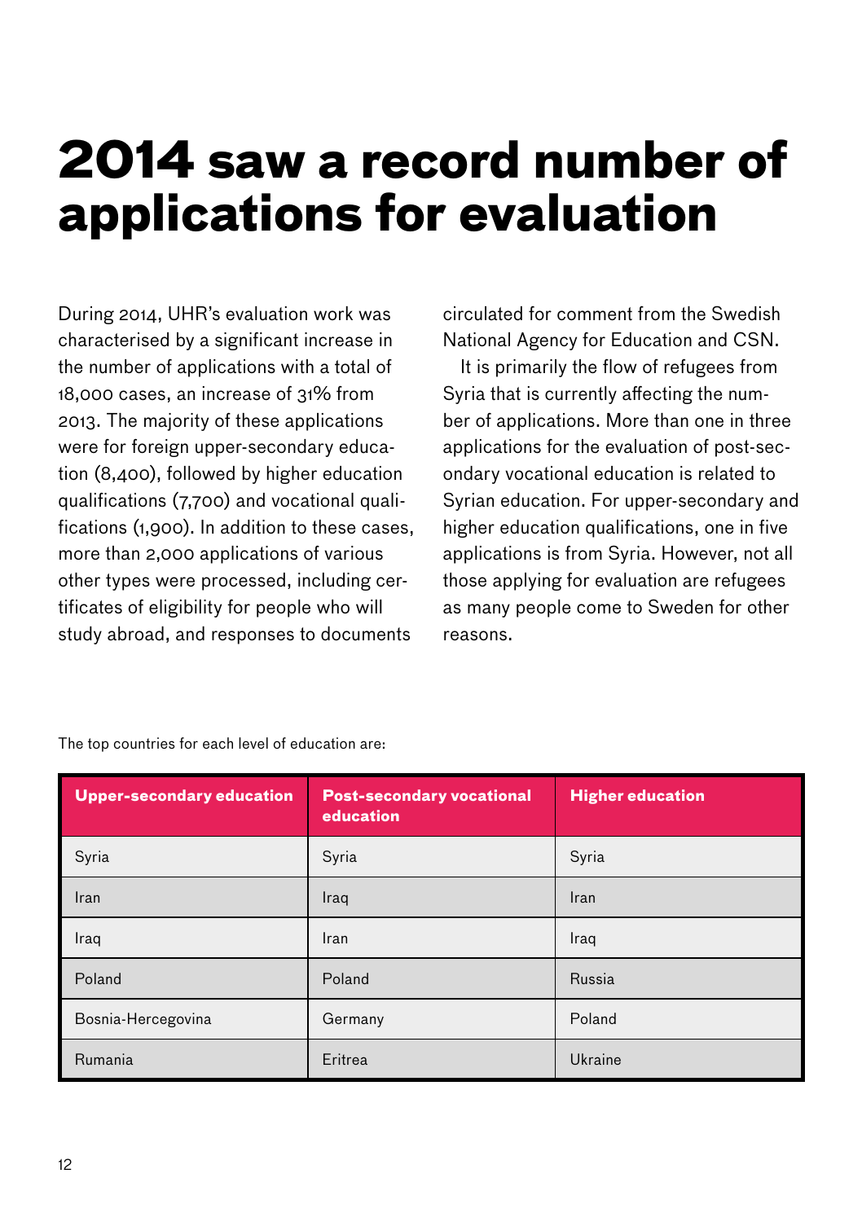# 2014 saw a record number of applications for evaluation

During 2014, UHR's evaluation work was characterised by a significant increase in the number of applications with a total of 18,000 cases, an increase of 31% from 2013. The majority of these applications were for foreign upper-secondary education (8,400), followed by higher education qualifications (7,700) and vocational qualifications (1,900). In addition to these cases, more than 2,000 applications of various other types were processed, including certificates of eligibility for people who will study abroad, and responses to documents circulated for comment from the Swedish National Agency for Education and CSN.

It is primarily the flow of refugees from Syria that is currently affecting the number of applications. More than one in three applications for the evaluation of post-secondary vocational education is related to Syrian education. For upper-secondary and higher education qualifications, one in five applications is from Syria. However, not all those applying for evaluation are refugees as many people come to Sweden for other reasons.

The top countries for each level of education are:

| Upper-secondary education | Post-secondary vocational education | Higher education |
|---|---|---|
| Syria | Syria | Syria |
| Iran | Iraq | Iran |
| Iraq | Iran | Iraq |
| Poland | Poland | Russia |
| Bosnia-Hercegovina | Germany | Poland |
| Rumania | Eritrea | Ukraine |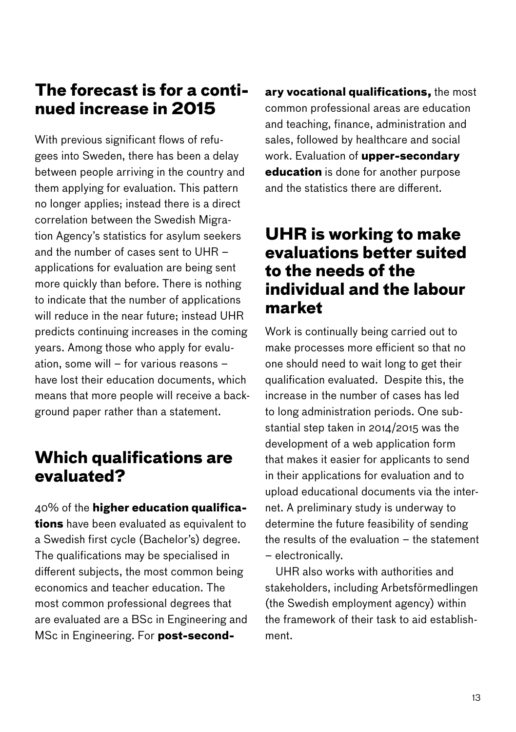## The forecast is for a continued increase in 2015

With previous significant flows of refugees into Sweden, there has been a delay between people arriving in the country and them applying for evaluation. This pattern no longer applies; instead there is a direct correlation between the Swedish Migration Agency's statistics for asylum seekers and the number of cases sent to UHR – applications for evaluation are being sent more quickly than before. There is nothing to indicate that the number of applications will reduce in the near future; instead UHR predicts continuing increases in the coming years. Among those who apply for evaluation, some will – for various reasons – have lost their education documents, which means that more people will receive a background paper rather than a statement.

## Which qualifications are evaluated?

40% of the **higher education qualifications** have been evaluated as equivalent to a Swedish first cycle (Bachelor's) degree. The qualifications may be specialised in different subjects, the most common being economics and teacher education. The most common professional degrees that are evaluated are a BSc in Engineering and MSc in Engineering. For **post-secondary vocational qualifications,** the most common professional areas are education and teaching, finance, administration and sales, followed by healthcare and social work. Evaluation of **upper-secondary education** is done for another purpose and the statistics there are different.

## UHR is working to make evaluations better suited to the needs of the individual and the labour market

Work is continually being carried out to make processes more efficient so that no one should need to wait long to get their qualification evaluated. Despite this, the increase in the number of cases has led to long administration periods. One substantial step taken in 2014/2015 was the development of a web application form that makes it easier for applicants to send in their applications for evaluation and to upload educational documents via the internet. A preliminary study is underway to determine the future feasibility of sending the results of the evaluation – the statement – electronically.

UHR also works with authorities and stakeholders, including Arbetsförmedlingen (the Swedish employment agency) within the framework of their task to aid establishment.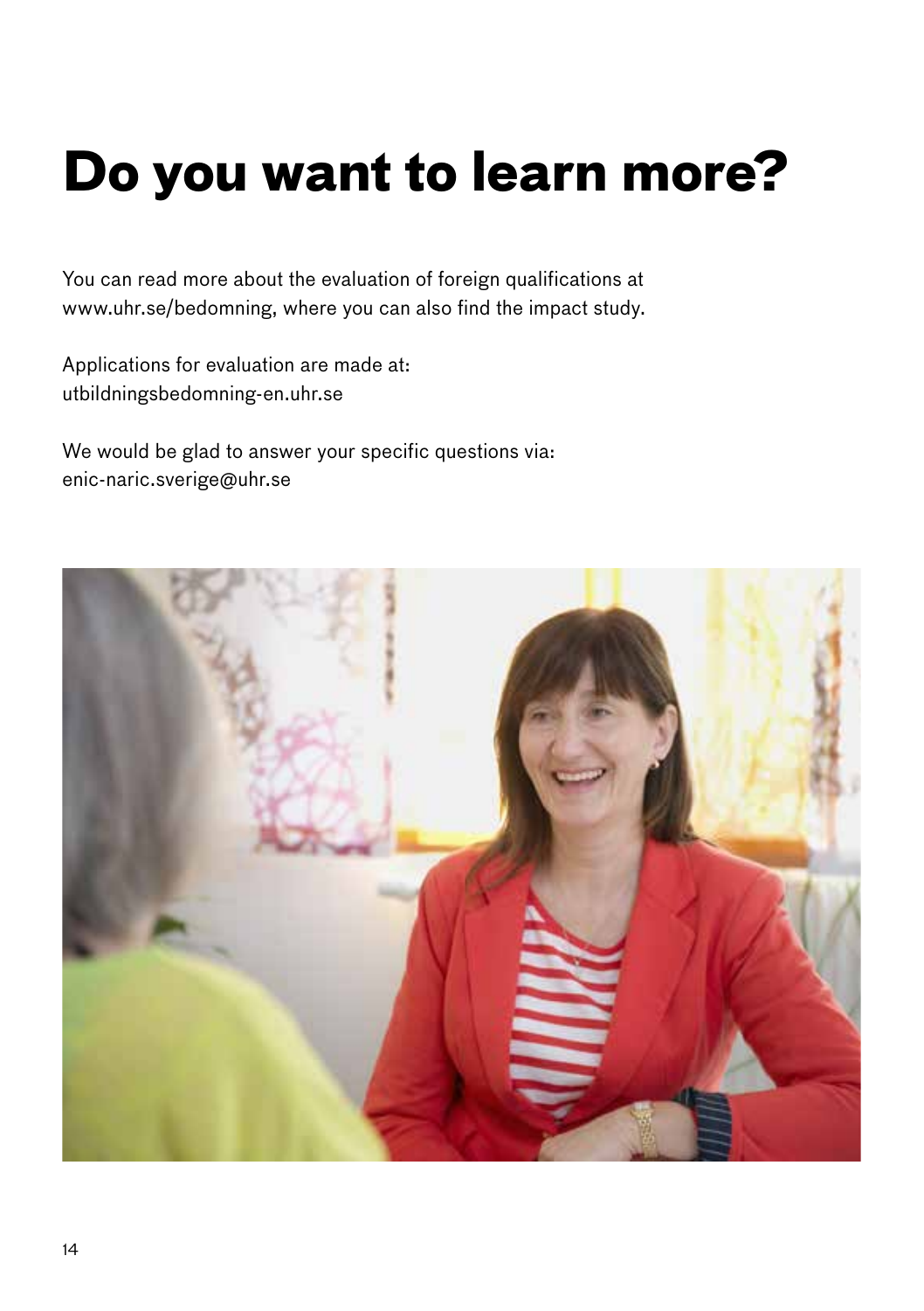# Do you want to learn more?

You can read more about the evaluation of foreign qualifications at www.uhr.se/bedomning, where you can also find the impact study.

Applications for evaluation are made at:
utbildningsbedomning-en.uhr.se

We would be glad to answer your specific questions via:
enic-naric.sverige@uhr.se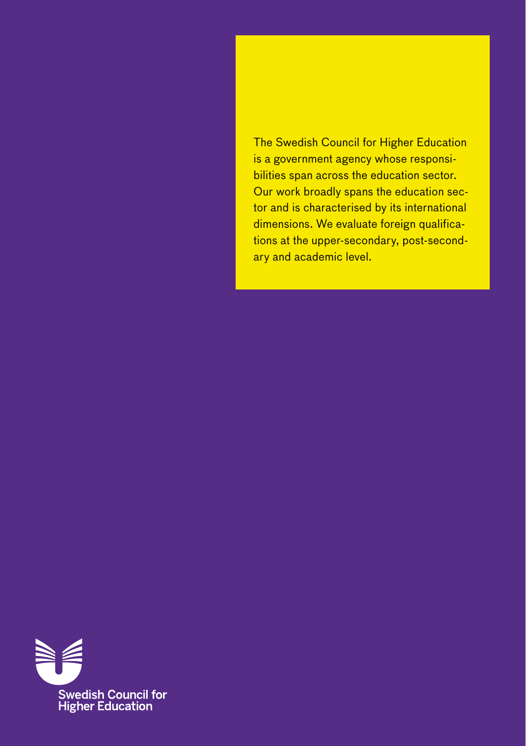The Swedish Council for Higher Education is a government agency whose responsibilities span across the education sector. Our work broadly spans the education sector and is characterised by its international dimensions. We evaluate foreign qualifications at the upper-secondary, post-secondary and academic level.

Swedish Council for Higher Education